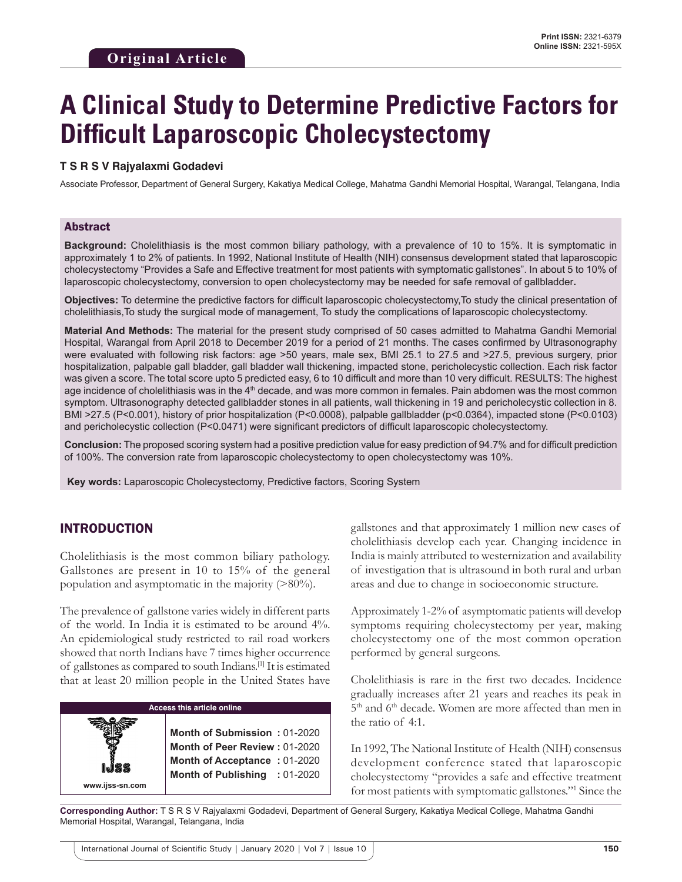**Original Article**

# A Clinical Study to Determine Predictive Factors for Difficult Laparoscopic Cholecystectomy

**T S R S V Rajyalaxmi Godadevi**

Associate Professor, Department of General Surgery, Kakatiya Medical College, Mahatma Gandhi Memorial Hospital, Warangal, Telangana, India

## Abstract

**Background:** Cholelithiasis is the most common biliary pathology, with a prevalence of 10 to 15%. It is symptomatic in approximately 1 to 2% of patients. In 1992, National Institute of Health (NIH) consensus development stated that laparoscopic cholecystectomy "Provides a Safe and Effective treatment for most patients with symptomatic gallstones". In about 5 to 10% of laparoscopic cholecystectomy, conversion to open cholecystectomy may be needed for safe removal of gallbladder**.**

**Objectives:** To determine the predictive factors for difficult laparoscopic cholecystectomy,To study the clinical presentation of cholelithiasis,To study the surgical mode of management, To study the complications of laparoscopic cholecystectomy.

**Material And Methods:** The material for the present study comprised of 50 cases admitted to Mahatma Gandhi Memorial Hospital, Warangal from April 2018 to December 2019 for a period of 21 months. The cases confirmed by Ultrasonography were evaluated with following risk factors: age >50 years, male sex, BMI 25.1 to 27.5 and >27.5, previous surgery, prior hospitalization, palpable gall bladder, gall bladder wall thickening, impacted stone, pericholecystic collection. Each risk factor was given a score. The total score upto 5 predicted easy, 6 to 10 difficult and more than 10 very difficult. RESULTS: The highest age incidence of cholelithiasis was in the 4th decade, and was more common in females. Pain abdomen was the most common symptom. Ultrasonography detected gallbladder stones in all patients, wall thickening in 19 and pericholecystic collection in 8. BMI >27.5 (P<0.001), history of prior hospitalization (P<0.0008), palpable gallbladder (p<0.0364), impacted stone (P<0.0103) and pericholecystic collection (P<0.0471) were significant predictors of difficult laparoscopic cholecystectomy.

**Conclusion:** The proposed scoring system had a positive prediction value for easy prediction of 94.7% and for difficult prediction of 100%. The conversion rate from laparoscopic cholecystectomy to open cholecystectomy was 10%.

**Key words:** Laparoscopic Cholecystectomy, Predictive factors, Scoring System

## INTRODUCTION

Cholelithiasis is the most common biliary pathology. Gallstones are present in 10 to 15% of the general population and asymptomatic in the majority (>80%).

The prevalence of gallstone varies widely in different parts of the world. In India it is estimated to be around 4%. An epidemiological study restricted to rail road workers showed that north Indians have 7 times higher occurrence of gallstones as compared to south Indians.[1] It is estimated that at least 20 million people in the United States have gallstones and that approximately 1 million new cases of cholelithiasis develop each year. Changing incidence in India is mainly attributed to westernization and availability of investigation that is ultrasound in both rural and urban areas and due to change in socioeconomic structure.

Approximately 1-2% of asymptomatic patients will develop symptoms requiring cholecystectomy per year, making cholecystectomy one of the most common operation performed by general surgeons.

Cholelithiasis is rare in the first two decades. Incidence gradually increases after 21 years and reaches its peak in 5th and 6th decade. Women are more affected than men in the ratio of 4:1.

In 1992, The National Institute of Health (NIH) consensus development conference stated that laparoscopic cholecystectomy "provides a safe and effective treatment for most patients with symptomatic gallstones."[1] Since the

| Access this article online | |
|---|---|
| www.ijss-sn.com | **Month of Submission :** 01-2020<br>**Month of Peer Review :** 01-2020<br>**Month of Acceptance :** 01-2020<br>**Month of Publishing :** 01-2020 |

**Corresponding Author:** T S R S V Rajyalaxmi Godadevi, Department of General Surgery, Kakatiya Medical College, Mahatma Gandhi Memorial Hospital, Warangal, Telangana, India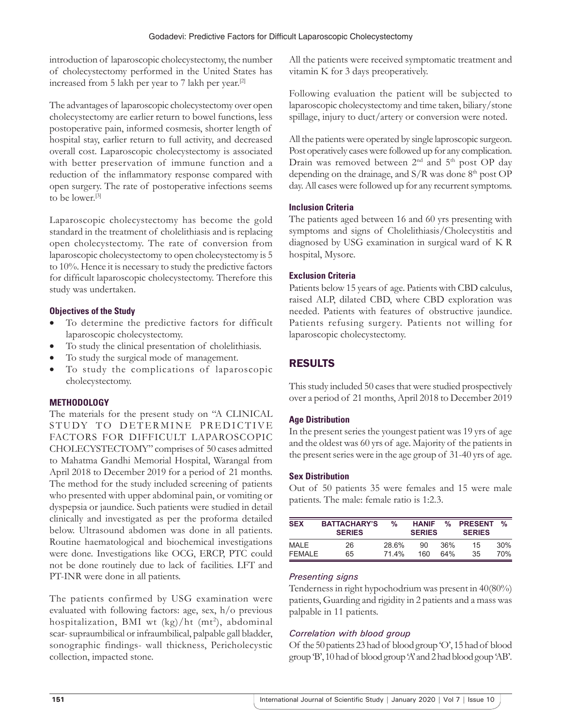introduction of laparoscopic cholecystectomy, the number of cholecystectomy performed in the United States has increased from 5 lakh per year to 7 lakh per year.[2]

The advantages of laparoscopic cholecystectomy over open cholecystectomy are earlier return to bowel functions, less postoperative pain, informed cosmesis, shorter length of hospital stay, earlier return to full activity, and decreased overall cost. Laparoscopic cholecystectomy is associated with better preservation of immune function and a reduction of the inflammatory response compared with open surgery. The rate of postoperative infections seems to be lower.[3]

Laparoscopic cholecystectomy has become the gold standard in the treatment of cholelithiasis and is replacing open cholecystectomy. The rate of conversion from laparoscopic cholecystectomy to open cholecystectomy is 5 to 10%. Hence it is necessary to study the predictive factors for difficult laparoscopic cholecystectomy. Therefore this study was undertaken.

### Objectives of the Study

- To determine the predictive factors for difficult laparoscopic cholecystectomy.
- To study the clinical presentation of cholelithiasis.
- To study the surgical mode of management.
- To study the complications of laparoscopic cholecystectomy.

## METHODOLOGY

The materials for the present study on "A CLINICAL STUDY TO DETERMINE PREDICTIVE FACTORS FOR DIFFICULT LAPAROSCOPIC CHOLECYSTECTOMY" comprises of 50 cases admitted to Mahatma Gandhi Memorial Hospital, Warangal from April 2018 to December 2019 for a period of 21 months. The method for the study included screening of patients who presented with upper abdominal pain, or vomiting or dyspepsia or jaundice. Such patients were studied in detail clinically and investigated as per the proforma detailed below. Ultrasound abdomen was done in all patients. Routine haematological and biochemical investigations were done. Investigations like OCG, ERCP, PTC could not be done routinely due to lack of facilities. LFT and PT-INR were done in all patients.

The patients confirmed by USG examination were evaluated with following factors: age, sex, h/o previous hospitalization, BMI wt (kg)/ht (mt$^2$), abdominal scar- supraumbilical or infraumbilical, palpable gall bladder, sonographic findings- wall thickness, Pericholecystic collection, impacted stone.

All the patients were received symptomatic treatment and vitamin K for 3 days preoperatively.

Following evaluation the patient will be subjected to laparoscopic cholecystectomy and time taken, biliary/stone spillage, injury to duct/artery or conversion were noted.

All the patients were operated by single laproscopic surgeon. Post operatively cases were followed up for any complication. Drain was removed between 2nd and 5th post OP day depending on the drainage, and S/R was done 8th post OP day. All cases were followed up for any recurrent symptoms.

### Inclusion Criteria

The patients aged between 16 and 60 yrs presenting with symptoms and signs of Cholelithiasis/Cholecystitis and diagnosed by USG examination in surgical ward of K R hospital, Mysore.

### Exclusion Criteria

Patients below 15 years of age. Patients with CBD calculus, raised ALP, dilated CBD, where CBD exploration was needed. Patients with features of obstructive jaundice. Patients refusing surgery. Patients not willing for laparoscopic cholecystectomy.

## RESULTS

This study included 50 cases that were studied prospectively over a period of 21 months, April 2018 to December 2019

### Age Distribution

In the present series the youngest patient was 19 yrs of age and the oldest was 60 yrs of age. Majority of the patients in the present series were in the age group of 31-40 yrs of age.

### Sex Distribution

Out of 50 patients 35 were females and 15 were male patients. The male: female ratio is 1:2.3.

| SEX | BATTACHARY'S SERIES | % | HANIF SERIES | % | PRESENT SERIES | % |
|---|---|---|---|---|---|---|
| MALE | 26 | 28.6% | 90 | 36% | 15 | 30% |
| FEMALE | 65 | 71.4% | 160 | 64% | 35 | 70% |

#### *Presenting signs*

Tenderness in right hypochodrium was present in 40(80%) patients, Guarding and rigidity in 2 patients and a mass was palpable in 11 patients.

#### *Correlation with blood group*

Of the 50 patients 23 had of blood group 'O', 15 had of blood group 'B', 10 had of blood group 'A' and 2 had blood goup 'AB'.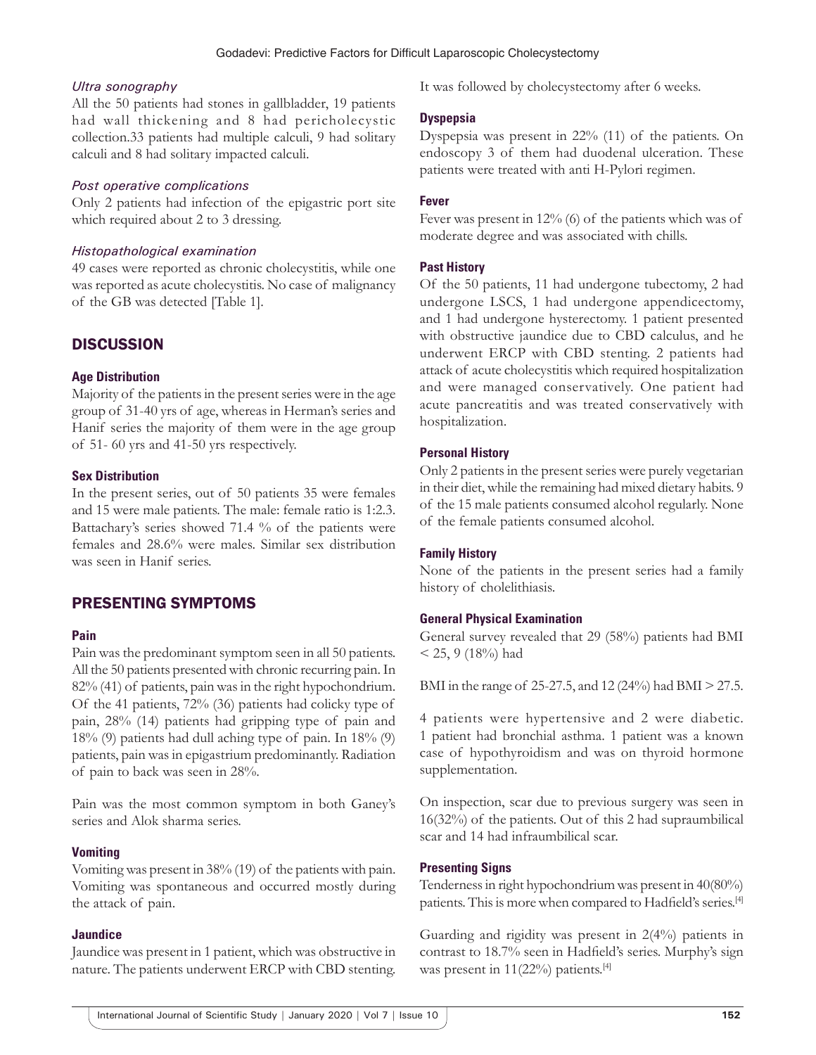### *Ultra sonography*

All the 50 patients had stones in gallbladder, 19 patients had wall thickening and 8 had pericholecystic collection.33 patients had multiple calculi, 9 had solitary calculi and 8 had solitary impacted calculi.

### *Post operative complications*

Only 2 patients had infection of the epigastric port site which required about 2 to 3 dressing.

### *Histopathological examination*

49 cases were reported as chronic cholecystitis, while one was reported as acute cholecystitis. No case of malignancy of the GB was detected [Table 1].

## DISCUSSION

### Age Distribution

Majority of the patients in the present series were in the age group of 31-40 yrs of age, whereas in Herman's series and Hanif series the majority of them were in the age group of 51- 60 yrs and 41-50 yrs respectively.

### Sex Distribution

In the present series, out of 50 patients 35 were females and 15 were male patients. The male: female ratio is 1:2.3. Battachary's series showed 71.4 % of the patients were females and 28.6% were males. Similar sex distribution was seen in Hanif series.

## PRESENTING SYMPTOMS

### Pain

Pain was the predominant symptom seen in all 50 patients. All the 50 patients presented with chronic recurring pain. In 82% (41) of patients, pain was in the right hypochondrium. Of the 41 patients, 72% (36) patients had colicky type of pain, 28% (14) patients had gripping type of pain and 18% (9) patients had dull aching type of pain. In 18% (9) patients, pain was in epigastrium predominantly. Radiation of pain to back was seen in 28%.

Pain was the most common symptom in both Ganey's series and Alok sharma series.

### Vomiting

Vomiting was present in 38% (19) of the patients with pain. Vomiting was spontaneous and occurred mostly during the attack of pain.

### Jaundice

Jaundice was present in 1 patient, which was obstructive in nature. The patients underwent ERCP with CBD stenting. It was followed by cholecystectomy after 6 weeks.

### Dyspepsia

Dyspepsia was present in 22% (11) of the patients. On endoscopy 3 of them had duodenal ulceration. These patients were treated with anti H-Pylori regimen.

### Fever

Fever was present in 12% (6) of the patients which was of moderate degree and was associated with chills.

### Past History

Of the 50 patients, 11 had undergone tubectomy, 2 had undergone LSCS, 1 had undergone appendicectomy, and 1 had undergone hysterectomy. 1 patient presented with obstructive jaundice due to CBD calculus, and he underwent ERCP with CBD stenting. 2 patients had attack of acute cholecystitis which required hospitalization and were managed conservatively. One patient had acute pancreatitis and was treated conservatively with hospitalization.

### Personal History

Only 2 patients in the present series were purely vegetarian in their diet, while the remaining had mixed dietary habits. 9 of the 15 male patients consumed alcohol regularly. None of the female patients consumed alcohol.

### Family History

None of the patients in the present series had a family history of cholelithiasis.

### General Physical Examination

General survey revealed that 29 (58%) patients had BMI < 25, 9 (18%) had BMI in the range of 25-27.5, and 12 (24%) had BMI > 27.5.

4 patients were hypertensive and 2 were diabetic. 1 patient had bronchial asthma. 1 patient was a known case of hypothyroidism and was on thyroid hormone supplementation.

On inspection, scar due to previous surgery was seen in 16(32%) of the patients. Out of this 2 had supraumbilical scar and 14 had infraumbilical scar.

### Presenting Signs

Tenderness in right hypochondrium was present in 40(80%) patients. This is more when compared to Hadfield's series.[4]

Guarding and rigidity was present in 2(4%) patients in contrast to 18.7% seen in Hadfield's series. Murphy's sign was present in 11(22%) patients.[4]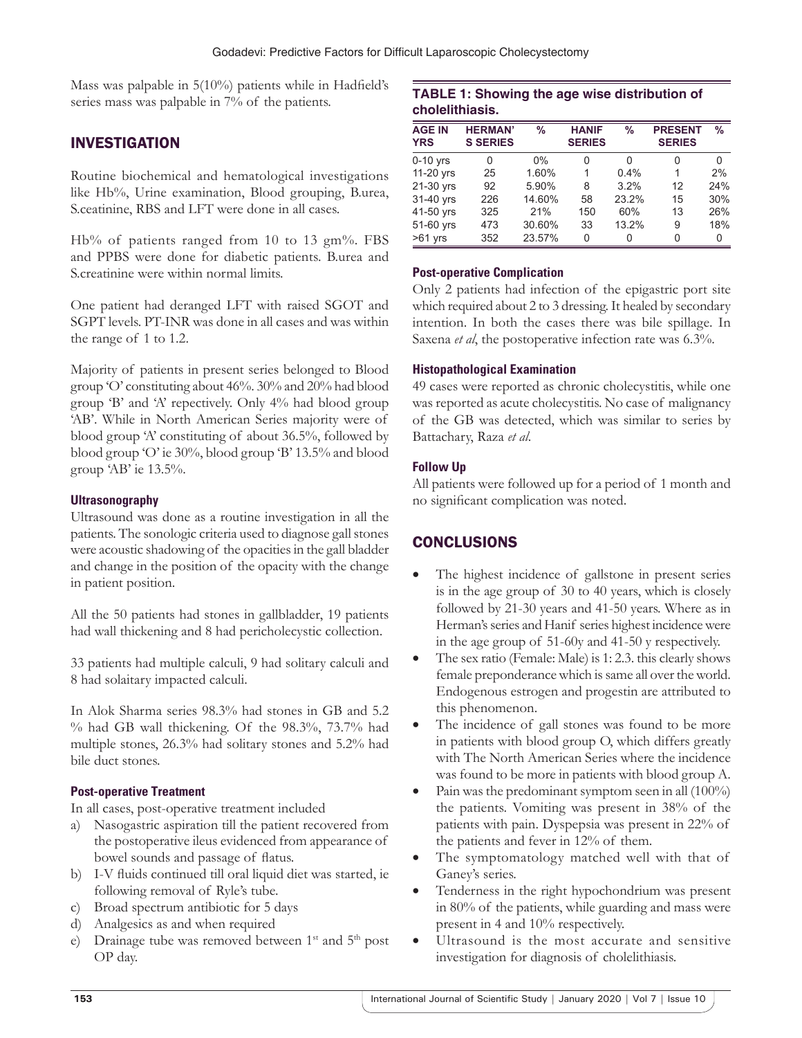Mass was palpable in 5(10%) patients while in Hadfield's series mass was palpable in 7% of the patients.

## INVESTIGATION

Routine biochemical and hematological investigations like Hb%, Urine examination, Blood grouping, B.urea, S.ceatinine, RBS and LFT were done in all cases.

Hb% of patients ranged from 10 to 13 gm%. FBS and PPBS were done for diabetic patients. B.urea and S.creatinine were within normal limits.

One patient had deranged LFT with raised SGOT and SGPT levels. PT-INR was done in all cases and was within the range of 1 to 1.2.

Majority of patients in present series belonged to Blood group 'O' constituting about 46%. 30% and 20% had blood group 'B' and 'A' repectively. Only 4% had blood group 'AB'. While in North American Series majority were of blood group 'A' constituting of about 36.5%, followed by blood group 'O' ie 30%, blood group 'B' 13.5% and blood group 'AB' ie 13.5%.

### Ultrasonography

Ultrasound was done as a routine investigation in all the patients. The sonologic criteria used to diagnose gall stones were acoustic shadowing of the opacities in the gall bladder and change in the position of the opacity with the change in patient position.

All the 50 patients had stones in gallbladder, 19 patients had wall thickening and 8 had pericholecystic collection.

33 patients had multiple calculi, 9 had solitary calculi and 8 had solaitary impacted calculi.

In Alok Sharma series 98.3% had stones in GB and 5.2 % had GB wall thickening. Of the 98.3%, 73.7% had multiple stones, 26.3% had solitary stones and 5.2% had bile duct stones.

### Post-operative Treatment

In all cases, post-operative treatment included

a) Nasogastric aspiration till the patient recovered from the postoperative ileus evidenced from appearance of bowel sounds and passage of flatus.
b) I-V fluids continued till oral liquid diet was started, ie following removal of Ryle's tube.
c) Broad spectrum antibiotic for 5 days
d) Analgesics as and when required
e) Drainage tube was removed between 1st and 5th post OP day.

**TABLE 1: Showing the age wise distribution of cholelithiasis.**

| AGE IN YRS | HERMAN'S SERIES | % | HANIF SERIES | % | PRESENT SERIES | % |
|---|---|---|---|---|---|---|
| 0-10 yrs | 0 | 0% | 0 | 0 | 0 | 0 |
| 11-20 yrs | 25 | 1.60% | 1 | 0.4% | 1 | 2% |
| 21-30 yrs | 92 | 5.90% | 8 | 3.2% | 12 | 24% |
| 31-40 yrs | 226 | 14.60% | 58 | 23.2% | 15 | 30% |
| 41-50 yrs | 325 | 21% | 150 | 60% | 13 | 26% |
| 51-60 yrs | 473 | 30.60% | 33 | 13.2% | 9 | 18% |
| >61 yrs | 352 | 23.57% | 0 | 0 | 0 | 0 |

### Post-operative Complication

Only 2 patients had infection of the epigastric port site which required about 2 to 3 dressing. It healed by secondary intention. In both the cases there was bile spillage. In Saxena *et al*, the postoperative infection rate was 6.3%.

### Histopathological Examination

49 cases were reported as chronic cholecystitis, while one was reported as acute cholecystitis. No case of malignancy of the GB was detected, which was similar to series by Battachary, Raza *et al*.

### Follow Up

All patients were followed up for a period of 1 month and no significant complication was noted.

## CONCLUSIONS

- The highest incidence of gallstone in present series is in the age group of 30 to 40 years, which is closely followed by 21-30 years and 41-50 years. Where as in Herman's series and Hanif series highest incidence were in the age group of 51-60y and 41-50 y respectively.
- The sex ratio (Female: Male) is 1: 2.3. this clearly shows female preponderance which is same all over the world. Endogenous estrogen and progestin are attributed to this phenomenon.
- The incidence of gall stones was found to be more in patients with blood group O, which differs greatly with The North American Series where the incidence was found to be more in patients with blood group A.
- Pain was the predominant symptom seen in all (100%) the patients. Vomiting was present in 38% of the patients with pain. Dyspepsia was present in 22% of the patients and fever in 12% of them.
- The symptomatology matched well with that of Ganey's series.
- Tenderness in the right hypochondrium was present in 80% of the patients, while guarding and mass were present in 4 and 10% respectively.
- Ultrasound is the most accurate and sensitive investigation for diagnosis of cholelithiasis.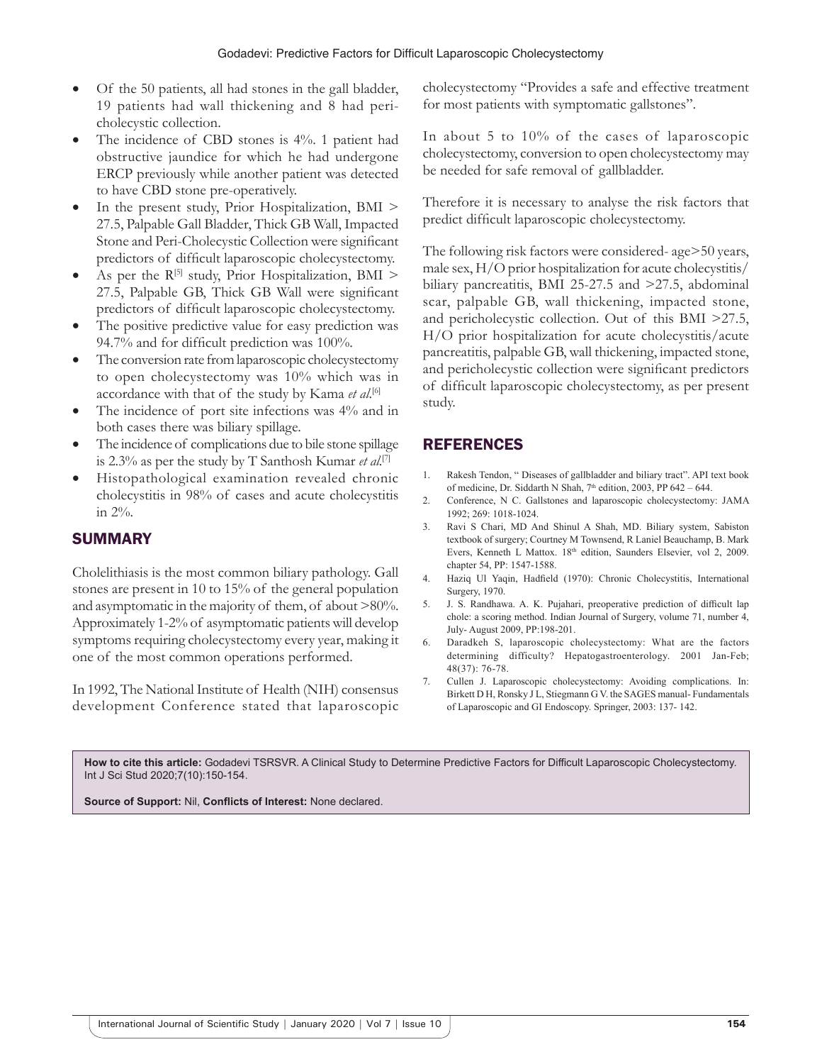- Of the 50 patients, all had stones in the gall bladder, 19 patients had wall thickening and 8 had peri-cholecystic collection.
- The incidence of CBD stones is 4%. 1 patient had obstructive jaundice for which he had undergone ERCP previously while another patient was detected to have CBD stone pre-operatively.
- In the present study, Prior Hospitalization, BMI > 27.5, Palpable Gall Bladder, Thick GB Wall, Impacted Stone and Peri-Cholecystic Collection were significant predictors of difficult laparoscopic cholecystectomy.
- As per the R[5] study, Prior Hospitalization, BMI > 27.5, Palpable GB, Thick GB Wall were significant predictors of difficult laparoscopic cholecystectomy.
- The positive predictive value for easy prediction was 94.7% and for difficult prediction was 100%.
- The conversion rate from laparoscopic cholecystectomy to open cholecystectomy was 10% which was in accordance with that of the study by Kama *et al*.[6]
- The incidence of port site infections was 4% and in both cases there was biliary spillage.
- The incidence of complications due to bile stone spillage is 2.3% as per the study by T Santhosh Kumar *et al*.[7]
- Histopathological examination revealed chronic cholecystitis in 98% of cases and acute cholecystitis in 2%.

## SUMMARY

Cholelithiasis is the most common biliary pathology. Gall stones are present in 10 to 15% of the general population and asymptomatic in the majority of them, of about >80%. Approximately 1-2% of asymptomatic patients will develop symptoms requiring cholecystectomy every year, making it one of the most common operations performed.

In 1992, The National Institute of Health (NIH) consensus development Conference stated that laparoscopic cholecystectomy "Provides a safe and effective treatment for most patients with symptomatic gallstones".

In about 5 to 10% of the cases of laparoscopic cholecystectomy, conversion to open cholecystectomy may be needed for safe removal of gallbladder.

Therefore it is necessary to analyse the risk factors that predict difficult laparoscopic cholecystectomy.

The following risk factors were considered- age>50 years, male sex, H/O prior hospitalization for acute cholecystitis/ biliary pancreatitis, BMI 25-27.5 and >27.5, abdominal scar, palpable GB, wall thickening, impacted stone, and pericholecystic collection. Out of this BMI >27.5, H/O prior hospitalization for acute cholecystitis/acute pancreatitis, palpable GB, wall thickening, impacted stone, and pericholecystic collection were significant predictors of difficult laparoscopic cholecystectomy, as per present study.

## REFERENCES

1. Rakesh Tendon, " Diseases of gallbladder and biliary tract". API text book of medicine, Dr. Siddarth N Shah, 7th edition, 2003, PP 642 – 644.
2. Conference, N C. Gallstones and laparoscopic cholecystectomy: JAMA 1992; 269: 1018-1024.
3. Ravi S Chari, MD And Shinul A Shah, MD. Biliary system, Sabiston textbook of surgery; Courtney M Townsend, R Laniel Beauchamp, B. Mark Evers, Kenneth L Mattox. 18th edition, Saunders Elsevier, vol 2, 2009. chapter 54, PP: 1547-1588.
4. Haziq Ul Yaqin, Hadfield (1970): Chronic Cholecystitis, International Surgery, 1970.
5. J. S. Randhawa. A. K. Pujahari, preoperative prediction of difficult lap chole: a scoring method. Indian Journal of Surgery, volume 71, number 4, July- August 2009, PP:198-201.
6. Daradkeh S, laparoscopic cholecystectomy: What are the factors determining difficulty? Hepatogastroenterology. 2001 Jan-Feb; 48(37): 76-78.
7. Cullen J. Laparoscopic cholecystectomy: Avoiding complications. In: Birkett D H, Ronsky J L, Stiegmann G V. the SAGES manual- Fundamentals of Laparoscopic and GI Endoscopy. Springer, 2003: 137- 142.

**How to cite this article:** Godadevi TSRSVR. A Clinical Study to Determine Predictive Factors for Difficult Laparoscopic Cholecystectomy. Int J Sci Stud 2020;7(10):150-154.

**Source of Support:** Nil, **Conflicts of Interest:** None declared.